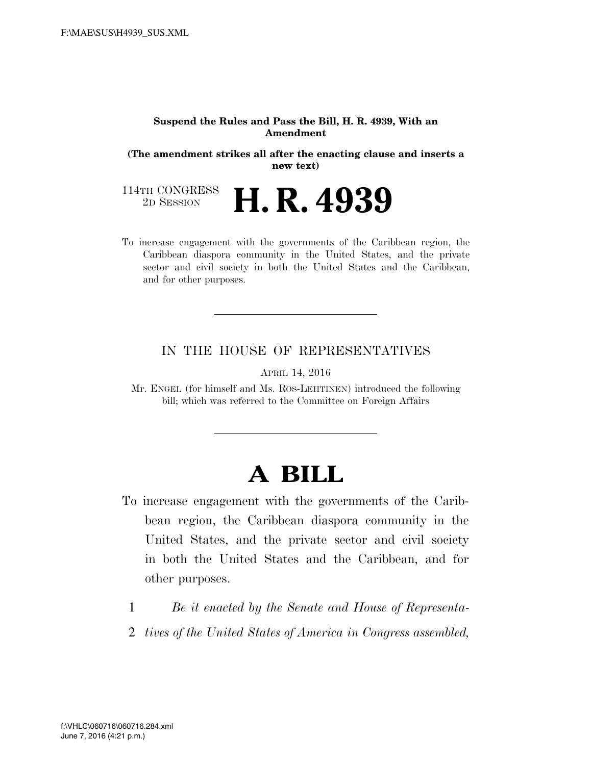**Suspend the Rules and Pass the Bill, H. R. 4939, With an Amendment**

**(The amendment strikes all after the enacting clause and inserts a new text)**

114TH CONGRESS
2D SESSION

# H. R. 4939

To increase engagement with the governments of the Caribbean region, the Caribbean diaspora community in the United States, and the private sector and civil society in both the United States and the Caribbean, and for other purposes.

---

IN THE HOUSE OF REPRESENTATIVES

APRIL 14, 2016

Mr. ENGEL (for himself and Ms. ROS-LEHTINEN) introduced the following bill; which was referred to the Committee on Foreign Affairs

---

# A BILL

To increase engagement with the governments of the Caribbean region, the Caribbean diaspora community in the United States, and the private sector and civil society in both the United States and the Caribbean, and for other purposes.

1 *Be it enacted by the Senate and House of Representa-*
2 *tives of the United States of America in Congress assembled,*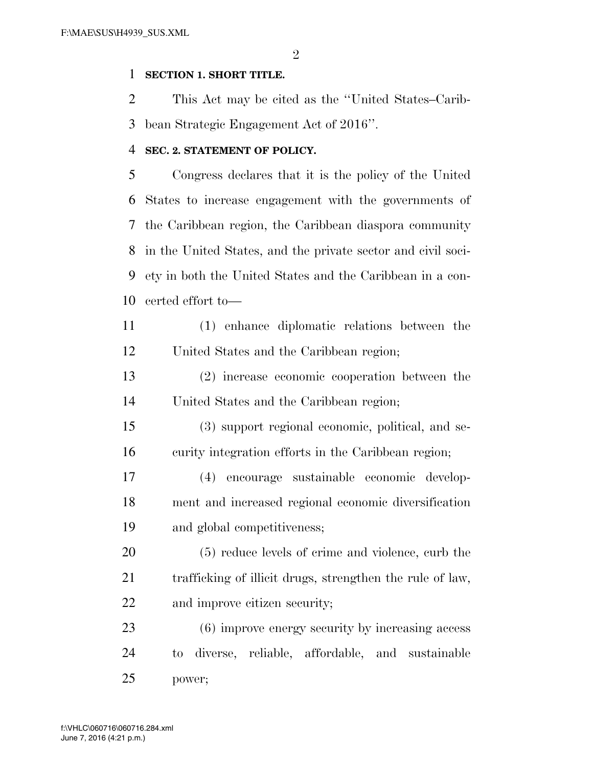**SECTION 1. SHORT TITLE.**

This Act may be cited as the ''United States–Caribbean Strategic Engagement Act of 2016''.

**SEC. 2. STATEMENT OF POLICY.**

Congress declares that it is the policy of the United States to increase engagement with the governments of the Caribbean region, the Caribbean diaspora community in the United States, and the private sector and civil society in both the United States and the Caribbean in a concerted effort to—

(1) enhance diplomatic relations between the United States and the Caribbean region;

(2) increase economic cooperation between the United States and the Caribbean region;

(3) support regional economic, political, and security integration efforts in the Caribbean region;

(4) encourage sustainable economic development and increased regional economic diversification and global competitiveness;

(5) reduce levels of crime and violence, curb the trafficking of illicit drugs, strengthen the rule of law, and improve citizen security;

(6) improve energy security by increasing access to diverse, reliable, affordable, and sustainable power;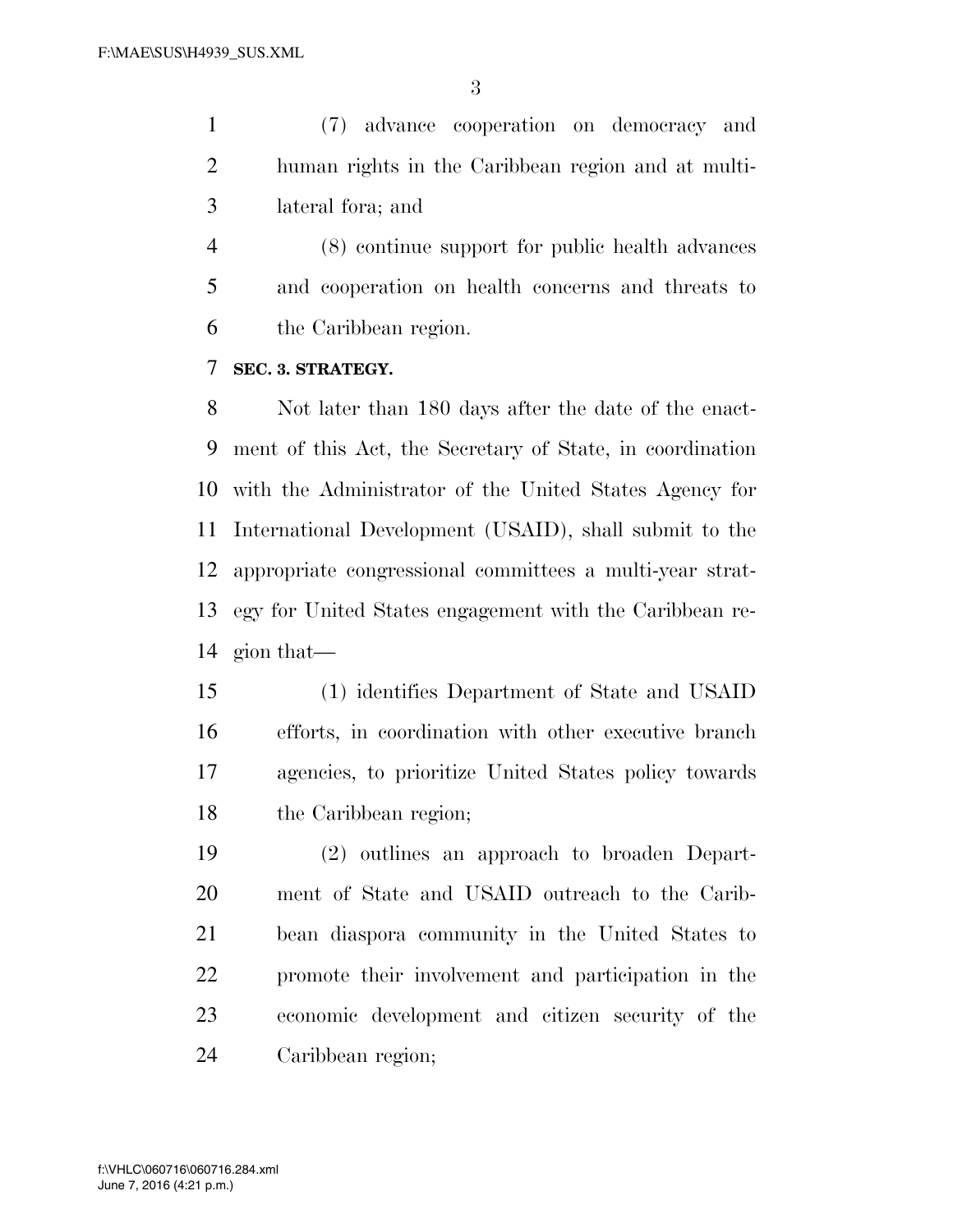(7) advance cooperation on democracy and human rights in the Caribbean region and at multilateral fora; and

(8) continue support for public health advances and cooperation on health concerns and threats to the Caribbean region.

**SEC. 3. STRATEGY.**

Not later than 180 days after the date of the enactment of this Act, the Secretary of State, in coordination with the Administrator of the United States Agency for International Development (USAID), shall submit to the appropriate congressional committees a multi-year strategy for United States engagement with the Caribbean region that—

(1) identifies Department of State and USAID efforts, in coordination with other executive branch agencies, to prioritize United States policy towards the Caribbean region;

(2) outlines an approach to broaden Department of State and USAID outreach to the Caribbean diaspora community in the United States to promote their involvement and participation in the economic development and citizen security of the Caribbean region;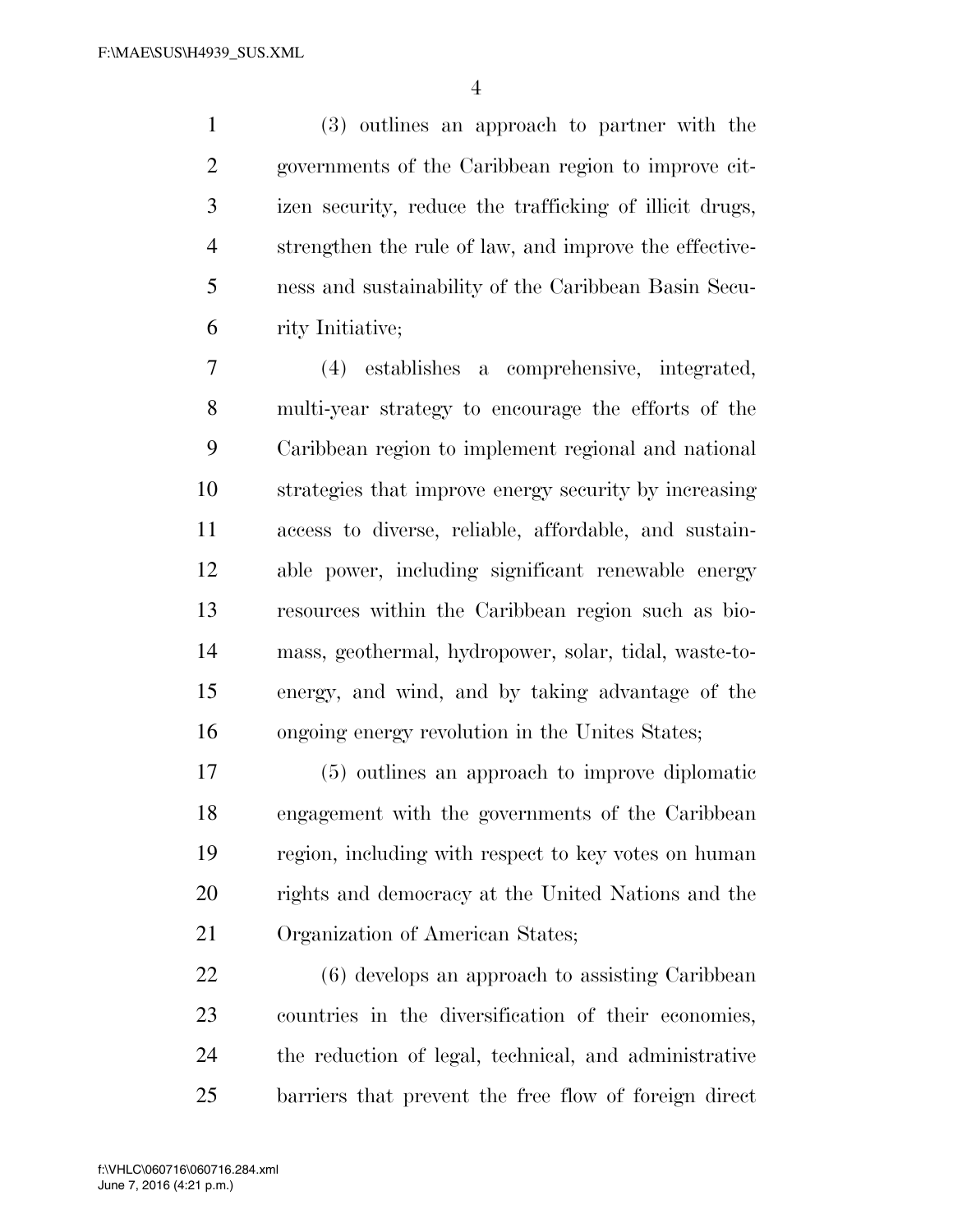(3) outlines an approach to partner with the governments of the Caribbean region to improve citizen security, reduce the trafficking of illicit drugs, strengthen the rule of law, and improve the effectiveness and sustainability of the Caribbean Basin Security Initiative;

(4) establishes a comprehensive, integrated, multi-year strategy to encourage the efforts of the Caribbean region to implement regional and national strategies that improve energy security by increasing access to diverse, reliable, affordable, and sustainable power, including significant renewable energy resources within the Caribbean region such as biomass, geothermal, hydropower, solar, tidal, waste-to-energy, and wind, and by taking advantage of the ongoing energy revolution in the Unites States;

(5) outlines an approach to improve diplomatic engagement with the governments of the Caribbean region, including with respect to key votes on human rights and democracy at the United Nations and the Organization of American States;

(6) develops an approach to assisting Caribbean countries in the diversification of their economies, the reduction of legal, technical, and administrative barriers that prevent the free flow of foreign direct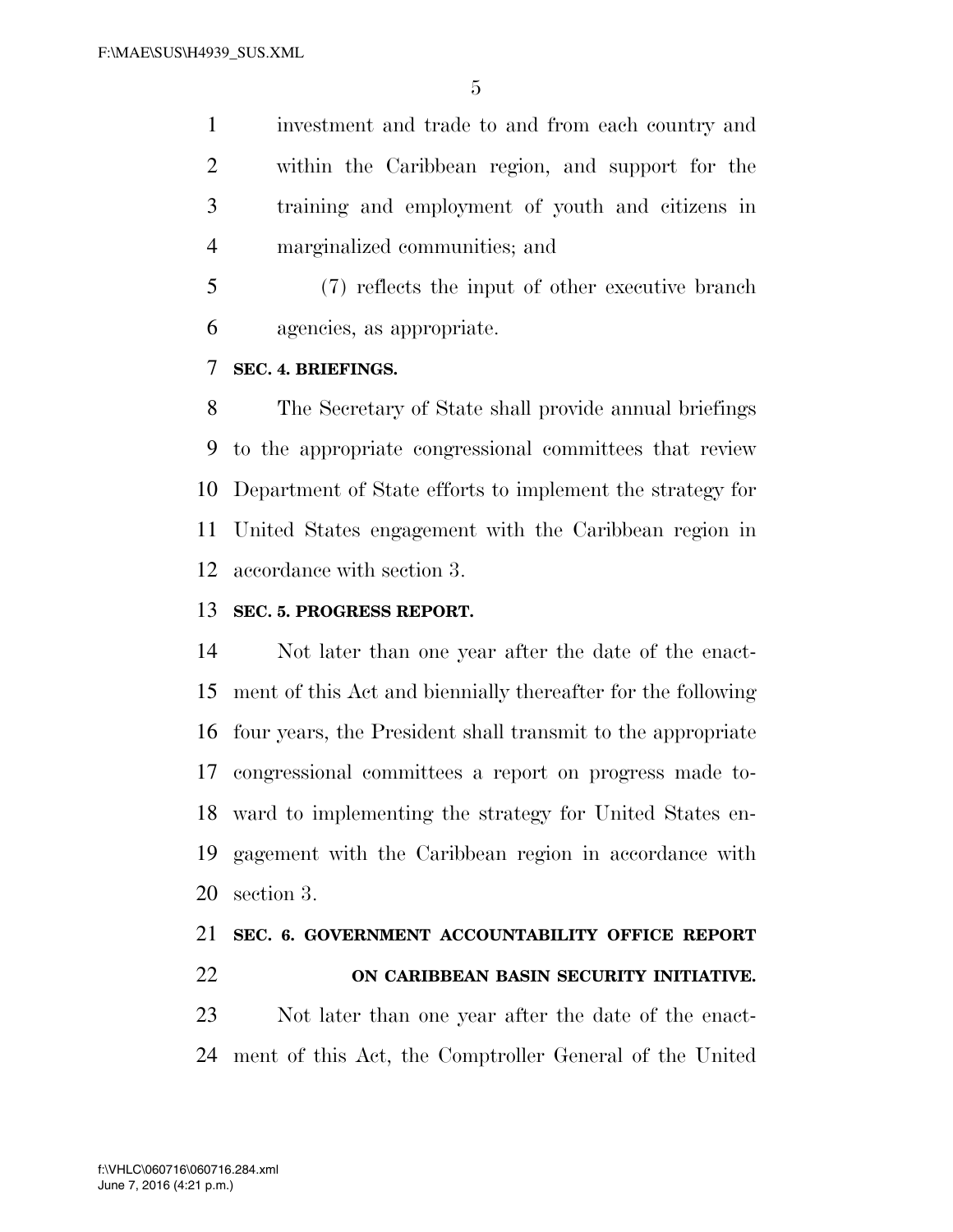investment and trade to and from each country and within the Caribbean region, and support for the training and employment of youth and citizens in marginalized communities; and

(7) reflects the input of other executive branch agencies, as appropriate.

**SEC. 4. BRIEFINGS.**

The Secretary of State shall provide annual briefings to the appropriate congressional committees that review Department of State efforts to implement the strategy for United States engagement with the Caribbean region in accordance with section 3.

**SEC. 5. PROGRESS REPORT.**

Not later than one year after the date of the enactment of this Act and biennially thereafter for the following four years, the President shall transmit to the appropriate congressional committees a report on progress made toward to implementing the strategy for United States engagement with the Caribbean region in accordance with section 3.

**SEC. 6. GOVERNMENT ACCOUNTABILITY OFFICE REPORT ON CARIBBEAN BASIN SECURITY INITIATIVE.**

Not later than one year after the date of the enactment of this Act, the Comptroller General of the United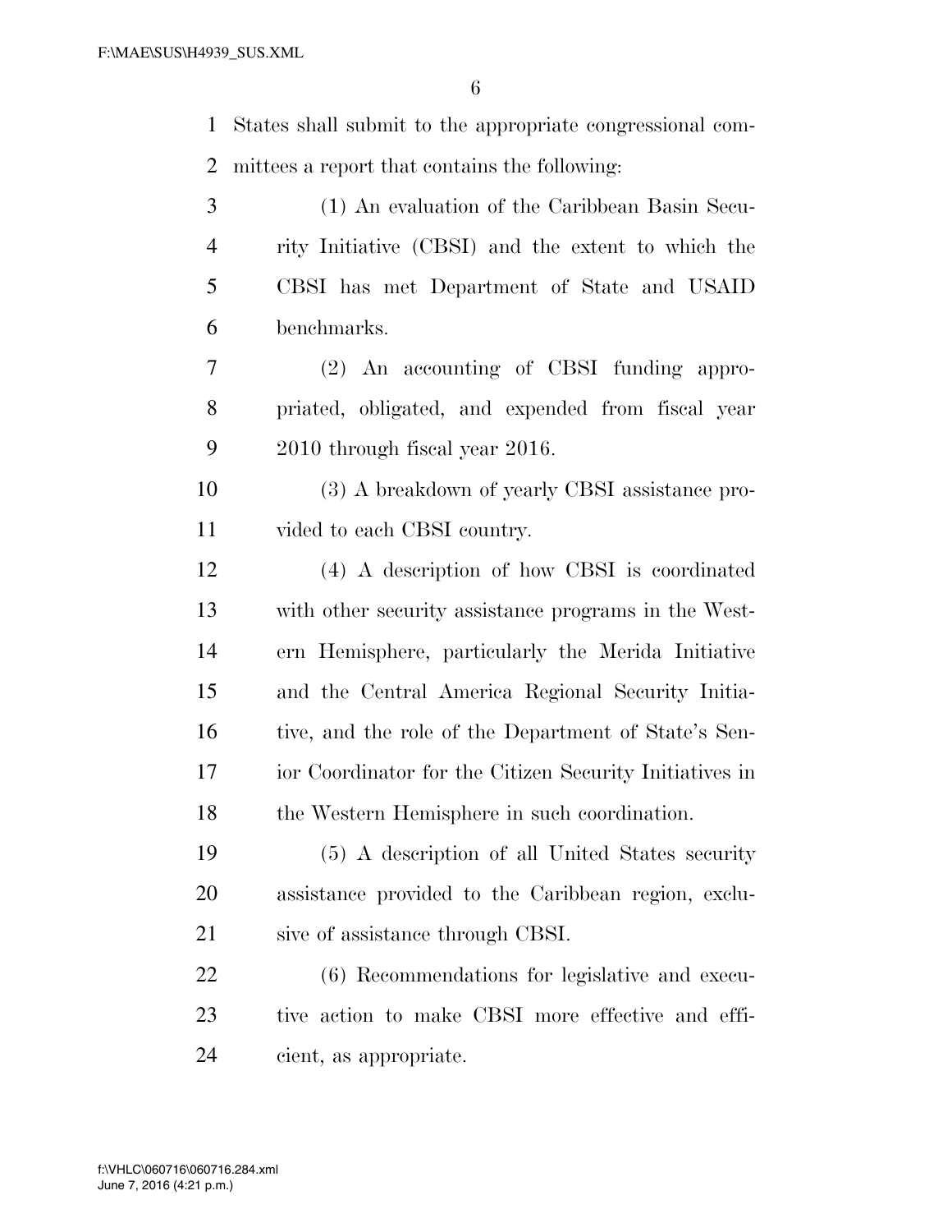States shall submit to the appropriate congressional committees a report that contains the following:

(1) An evaluation of the Caribbean Basin Security Initiative (CBSI) and the extent to which the CBSI has met Department of State and USAID benchmarks.

(2) An accounting of CBSI funding appropriated, obligated, and expended from fiscal year 2010 through fiscal year 2016.

(3) A breakdown of yearly CBSI assistance provided to each CBSI country.

(4) A description of how CBSI is coordinated with other security assistance programs in the Western Hemisphere, particularly the Merida Initiative and the Central America Regional Security Initiative, and the role of the Department of State's Senior Coordinator for the Citizen Security Initiatives in the Western Hemisphere in such coordination.

(5) A description of all United States security assistance provided to the Caribbean region, exclusive of assistance through CBSI.

(6) Recommendations for legislative and executive action to make CBSI more effective and efficient, as appropriate.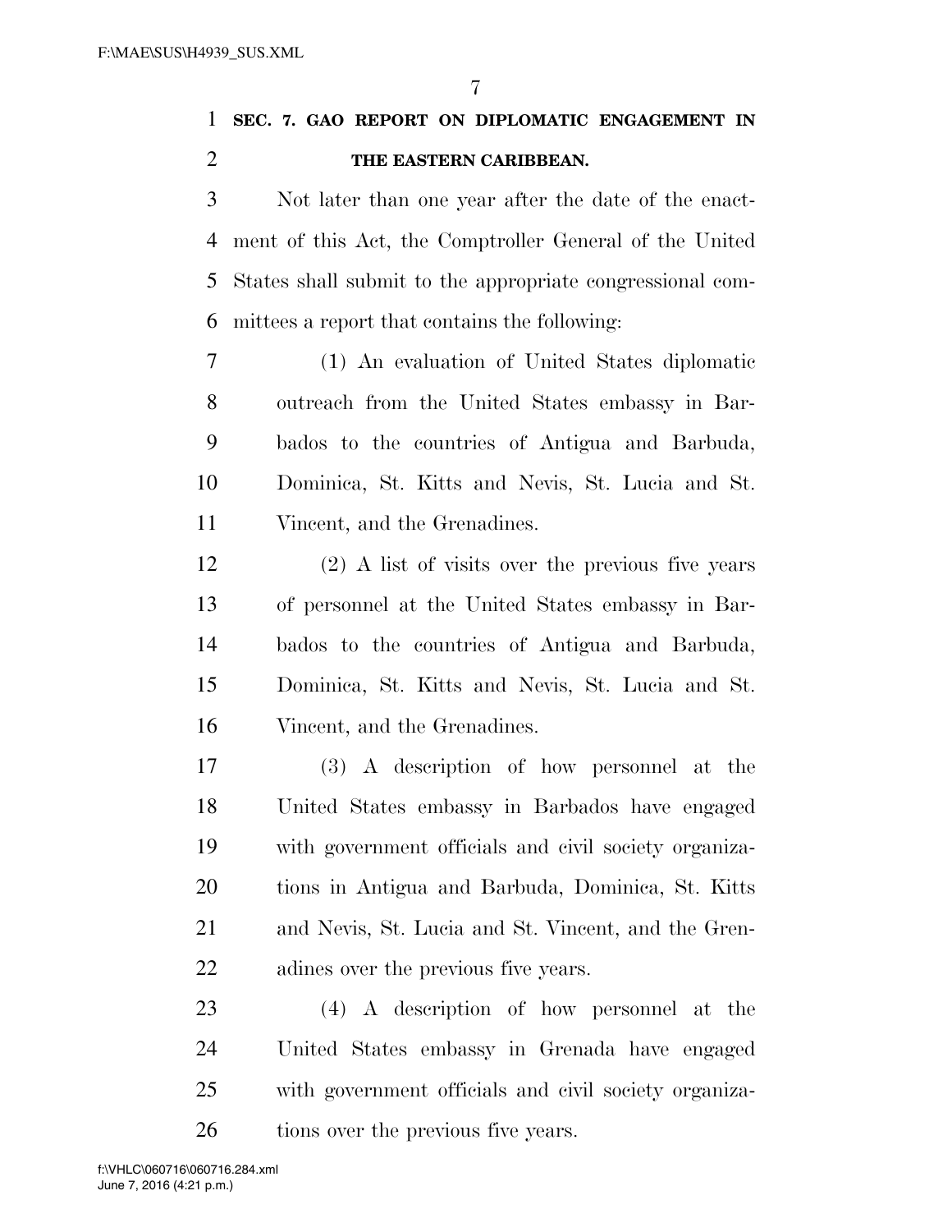## SEC. 7. GAO REPORT ON DIPLOMATIC ENGAGEMENT IN THE EASTERN CARIBBEAN.

Not later than one year after the date of the enactment of this Act, the Comptroller General of the United States shall submit to the appropriate congressional committees a report that contains the following:

(1) An evaluation of United States diplomatic outreach from the United States embassy in Barbados to the countries of Antigua and Barbuda, Dominica, St. Kitts and Nevis, St. Lucia and St. Vincent, and the Grenadines.

(2) A list of visits over the previous five years of personnel at the United States embassy in Barbados to the countries of Antigua and Barbuda, Dominica, St. Kitts and Nevis, St. Lucia and St. Vincent, and the Grenadines.

(3) A description of how personnel at the United States embassy in Barbados have engaged with government officials and civil society organizations in Antigua and Barbuda, Dominica, St. Kitts and Nevis, St. Lucia and St. Vincent, and the Grenadines over the previous five years.

(4) A description of how personnel at the United States embassy in Grenada have engaged with government officials and civil society organizations over the previous five years.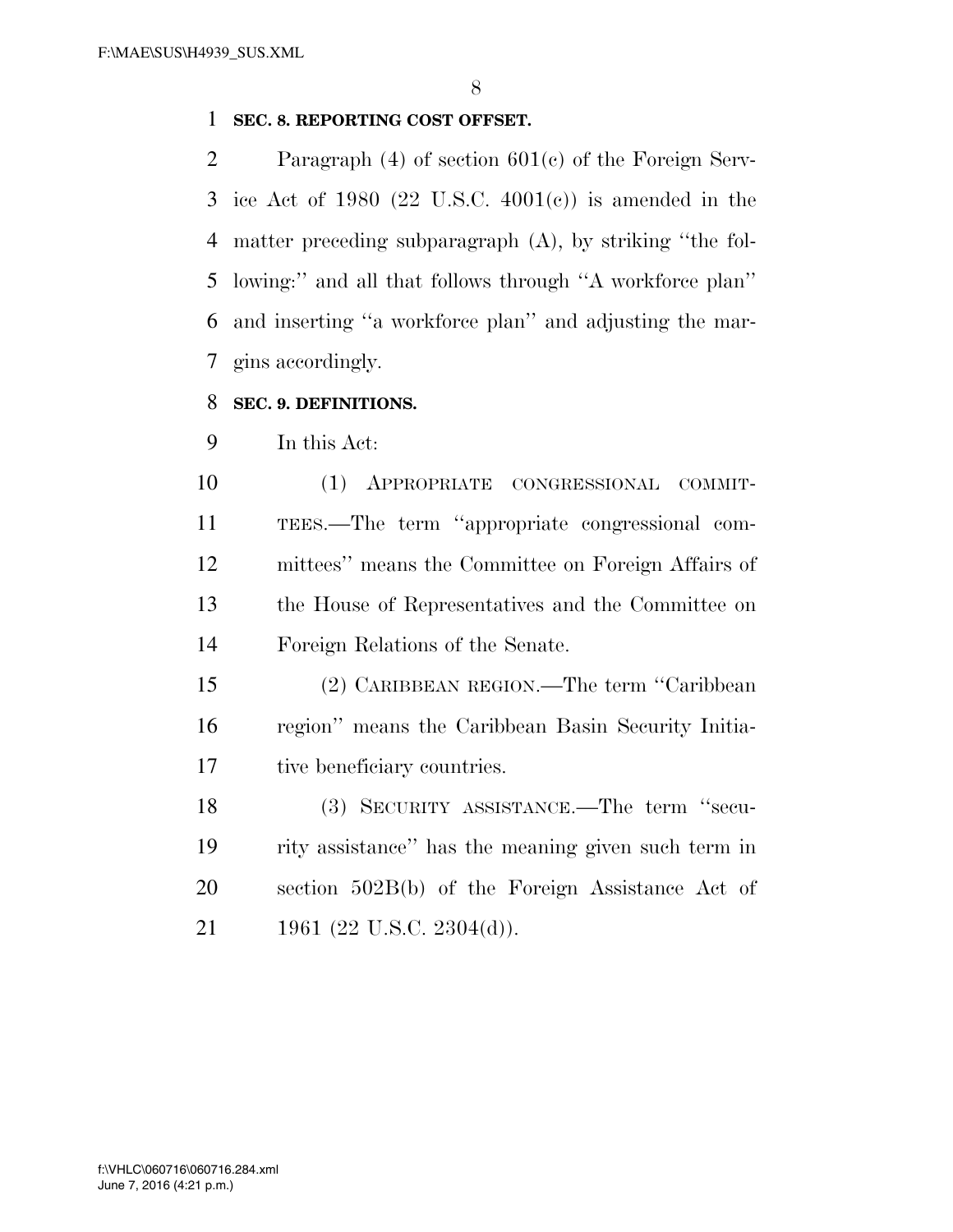**SEC. 8. REPORTING COST OFFSET.**

Paragraph (4) of section 601(c) of the Foreign Service Act of 1980 (22 U.S.C. 4001(c)) is amended in the matter preceding subparagraph (A), by striking ''the following:'' and all that follows through ''A workforce plan'' and inserting ''a workforce plan'' and adjusting the margins accordingly.

**SEC. 9. DEFINITIONS.**

In this Act:

(1) APPROPRIATE CONGRESSIONAL COMMITTEES.—The term ''appropriate congressional committees'' means the Committee on Foreign Affairs of the House of Representatives and the Committee on Foreign Relations of the Senate.

(2) CARIBBEAN REGION.—The term ''Caribbean region'' means the Caribbean Basin Security Initiative beneficiary countries.

(3) SECURITY ASSISTANCE.—The term ''security assistance'' has the meaning given such term in section 502B(b) of the Foreign Assistance Act of 1961 (22 U.S.C. 2304(d)).